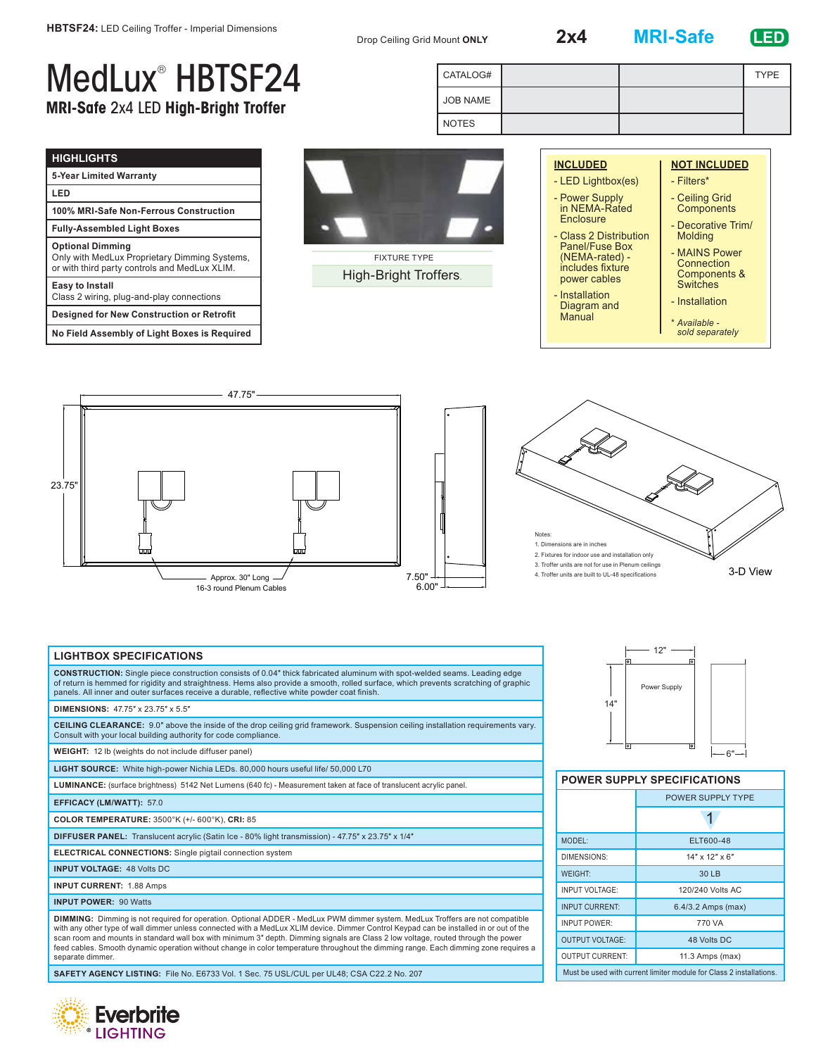**HBTSF24:** LED Ceiling Troffer - Imperial Dimensions

Drop Ceiling Grid Mount **ONLY**

**2x4** **MRI-Safe** **LED**

# MedLux® HBTSF24

## MRI-Safe 2x4 LED High-Bright Troffer

| CATALOG# | | | TYPE |
|---|---|---|---|
| JOB NAME | | | |
| NOTES | | | |

| HIGHLIGHTS |
|---|
| 5-Year Limited Warranty |
| LED |
| 100% MRI-Safe Non-Ferrous Construction |
| Fully-Assembled Light Boxes |
| **Optional Dimming** Only with MedLux Proprietary Dimming Systems, or with third party controls and MedLux XLIM. |
| **Easy to Install** Class 2 wiring, plug-and-play connections |
| Designed for New Construction or Retrofit |
| No Field Assembly of Light Boxes is Required |

FIXTURE TYPE

High-Bright Troffers.

**INCLUDED**
- LED Lightbox(es)
- Power Supply in NEMA-Rated Enclosure
- Class 2 Distribution Panel/Fuse Box (NEMA-rated) - includes fixture power cables
- Installation Diagram and Manual

**NOT INCLUDED**
- Filters*
- Ceiling Grid Components
- Decorative Trim/ Molding
- MAINS Power Connection Components & Switches
- Installation

*\* Available - sold separately*

47.75"

23.75"

Approx. 30" Long
16-3 round Plenum Cables

7.50"
6.00"

Notes:
1. Dimensions are in inches
2. Fixtures for indoor use and installation only
3. Troffer units are not for use in Plenum ceilings
4. Troffer units are built to UL-48 specifications

3-D View

| LIGHTBOX SPECIFICATIONS |
|---|
| **CONSTRUCTION:** Single piece construction consists of 0.04" thick fabricated aluminum with spot-welded seams. Leading edge of return is hemmed for rigidity and straightness. Hems also provide a smooth, rolled surface, which prevents scratching of graphic panels. All inner and outer surfaces receive a durable, reflective white powder coat finish. |
| **DIMENSIONS:** 47.75" x 23.75" x 5.5" |
| **CEILING CLEARANCE:** 9.0" above the inside of the drop ceiling grid framework. Suspension ceiling installation requirements vary. Consult with your local building authority for code compliance. |
| **WEIGHT:** 12 lb (weights do not include diffuser panel) |
| **LIGHT SOURCE:** White high-power Nichia LEDs. 80,000 hours useful life/ 50,000 L70 |
| **LUMINANCE:** (surface brightness) 5142 Net Lumens (640 fc) - Measurement taken at face of translucent acrylic panel. |
| **EFFICACY (LM/WATT):** 57.0 |
| **COLOR TEMPERATURE:** 3500°K (+/- 600°K), **CRI:** 85 |
| **DIFFUSER PANEL:** Translucent acrylic (Satin Ice - 80% light transmission) - 47.75" x 23.75" x 1/4" |
| **ELECTRICAL CONNECTIONS:** Single pigtail connection system |
| **INPUT VOLTAGE:** 48 Volts DC |
| **INPUT CURRENT:** 1.88 Amps |
| **INPUT POWER:** 90 Watts |
| **DIMMING:** Dimming is not required for operation. Optional ADDER - MedLux PWM dimmer system. MedLux Troffers are not compatible with any other type of wall dimmer unless connected with a MedLux XLIM device. Dimmer Control Keypad can be installed in or out of the scan room and mounts in standard wall box with minimum 3" depth. Dimming signals are Class 2 low voltage, routed through the power feed cables. Smooth dynamic operation without change in color temperature throughout the dimming range. Each dimming zone requires a separate dimmer. |
| **SAFETY AGENCY LISTING:** File No. E6733 Vol. 1 Sec. 75 USL/CUL per UL48; CSA C22.2 No. 207 |

12"

14"

Power Supply

6"

| POWER SUPPLY SPECIFICATIONS | |
|---|---|
| | POWER SUPPLY TYPE |
| | 1 |
| MODEL: | ELT600-48 |
| DIMENSIONS: | 14" x 12" x 6" |
| WEIGHT: | 30 LB |
| INPUT VOLTAGE: | 120/240 Volts AC |
| INPUT CURRENT: | 6.4/3.2 Amps (max) |
| INPUT POWER: | 770 VA |
| OUTPUT VOLTAGE: | 48 Volts DC |
| OUTPUT CURRENT: | 11.3 Amps (max) |
| Must be used with current limiter module for Class 2 installations. | |

Everbrite® LIGHTING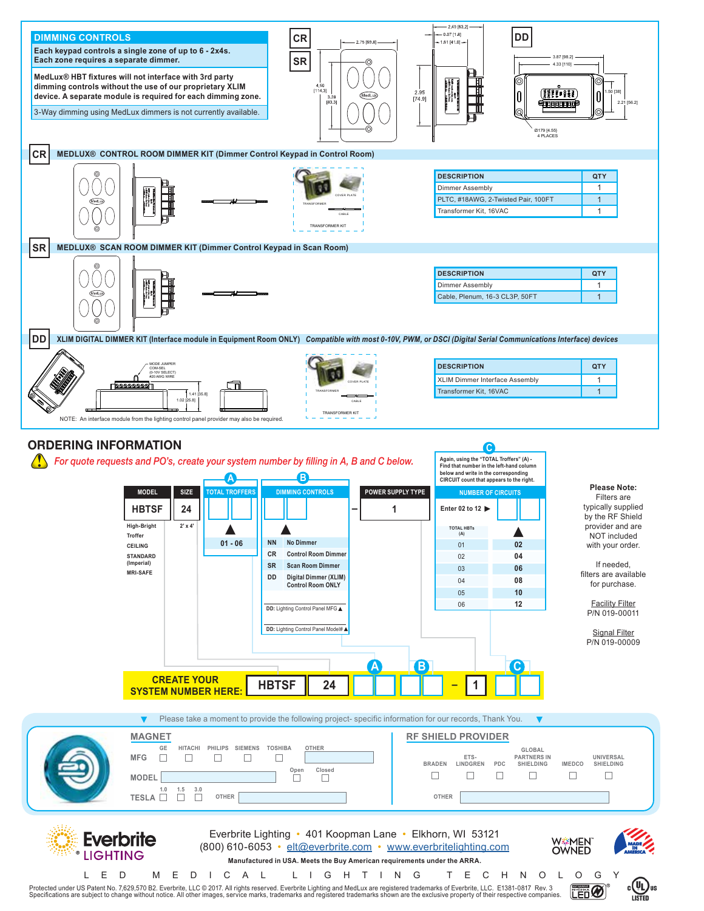## DIMMING CONTROLS

**Each keypad controls a single zone of up to 6 - 2x4s. Each zone requires a separate dimmer.**

**MedLux® HBT fixtures will not interface with 3rd party dimming controls without the use of our proprietary XLIM device. A separate module is required for each dimming zone.**

3-Way dimming using MedLux dimmers is not currently available.

CR
SR

2.75 [69.8]
4.50 [114.3]
3.28 [83.3]
2.95 [74.9]
2.49 [63.2]
0.07 [1.8]
1.61 [41.0]

DD

3.87 [98.2]
4.33 [110]
1.50 [38]
2.21 [56.2]
Ø179 [4.55] 4 PLACES

## CR MEDLUX® CONTROL ROOM DIMMER KIT (Dimmer Control Keypad in Control Room)

TRANSFORMER
COVER PLATE
CABLE
TRANSFORMER KIT

| DESCRIPTION | QTY |
|---|---|
| Dimmer Assembly | 1 |
| PLTC, #18AWG, 2-Twisted Pair, 100FT | 1 |
| Transformer Kit, 16VAC | 1 |

## SR MEDLUX® SCAN ROOM DIMMER KIT (Dimmer Control Keypad in Scan Room)

| DESCRIPTION | QTY |
|---|---|
| Dimmer Assembly | 1 |
| Cable, Plenum, 16-3 CL3P, 50FT | 1 |

## DD XLIM DIGITAL DIMMER KIT (Interface module in Equipment Room ONLY) *Compatible with most 0-10V, PWM, or DSCI (Digital Serial Communications Interface) devices*

MODE JUMPER
COM-SEL
(0-10V SELECT)
#20 AWG WIRE
1.41 [35.8]
1.02 [25.8]

TRANSFORMER
COVER PLATE
CABLE
TRANSFORMER KIT

| DESCRIPTION | QTY |
|---|---|
| XLIM Dimmer Interface Assembly | 1 |
| Transformer Kit, 16VAC | 1 |

NOTE: An interface module from the lighting control panel provider may also be required.

## ORDERING INFORMATION

*For quote requests and PO's, create your system number by filling in A, B and C below.*

| MODEL | SIZE | A TOTAL TROFFERS | B DIMMING CONTROLS | | POWER SUPPLY TYPE | C NUMBER OF CIRCUITS |
|---|---|---|---|---|---|---|
| HBTSF | 24 | ☐☐ | ☐☐ | – | 1 | Enter 02 to 12 ▶ ☐☐ |

**MODEL:** HBTSF — High-Bright Troffer, CEILING, STANDARD (Imperial), MRI-SAFE

**SIZE:** 24 — 2' x 4'

**A TOTAL TROFFERS:** 01 - 06

**B DIMMING CONTROLS:**

| | |
|---|---|
| NN | No Dimmer |
| CR | Control Room Dimmer |
| SR | Scan Room Dimmer |
| DD | Digital Dimmer (XLIM) Control Room ONLY |

DD: Lighting Control Panel MFG ▲

DD: Lighting Control Panel Model# ▲

**C** Again, using the "TOTAL Troffers" (A) - Find that number in the left-hand column below and write in the corresponding CIRCUIT count that appears to the right.

| TOTAL HBTs (A) | |
|---|---|
| 01 | 02 |
| 02 | 04 |
| 03 | 06 |
| 04 | 08 |
| 05 | 10 |
| 06 | 12 |

**Please Note:**
Filters are typically supplied by the RF Shield provider and are NOT included with your order.

If needed, filters are available for purchase.

Facility Filter
P/N 019-00011

Signal Filter
P/N 019-00009

**CREATE YOUR SYSTEM NUMBER HERE:** HBTSF | 24 | A ☐☐ | B ☐☐ | – | 1 | C ☐☐

Please take a moment to provide the following project- specific information for our records, Thank You.

**MAGNET**

MFG: ☐ GE ☐ HITACHI ☐ PHILIPS ☐ SIEMENS ☐ TOSHIBA OTHER ____

MODEL ____ Open ☐ Closed ☐

TESLA: ☐ 1.0 ☐ 1.5 ☐ 3.0 OTHER ____

**RF SHIELD PROVIDER**

☐ BRADEN ☐ ETS-LINDGREN ☐ PDC ☐ GLOBAL PARTNERS IN SHIELDING ☐ IMEDCO ☐ UNIVERSAL SHIELDING

OTHER ____

Everbrite Lighting • 401 Koopman Lane • Elkhorn, WI 53121
(800) 610-6053 • elt@everbrite.com • www.everbritelighting.com

**Manufactured in USA. Meets the Buy American requirements under the ARRA.**

LED MEDICAL LIGHTING TECHNOLOGY

Protected under US Patent No. 7,629,570 B2. Everbrite, LLC © 2017. All rights reserved. Everbrite Lighting and MedLux are registered trademarks of Everbrite, LLC. E1381-0817 Rev. 3
Specifications are subject to change without notice. All other images, service marks, trademarks and registered trademarks shown are the exclusive property of their respective companies.